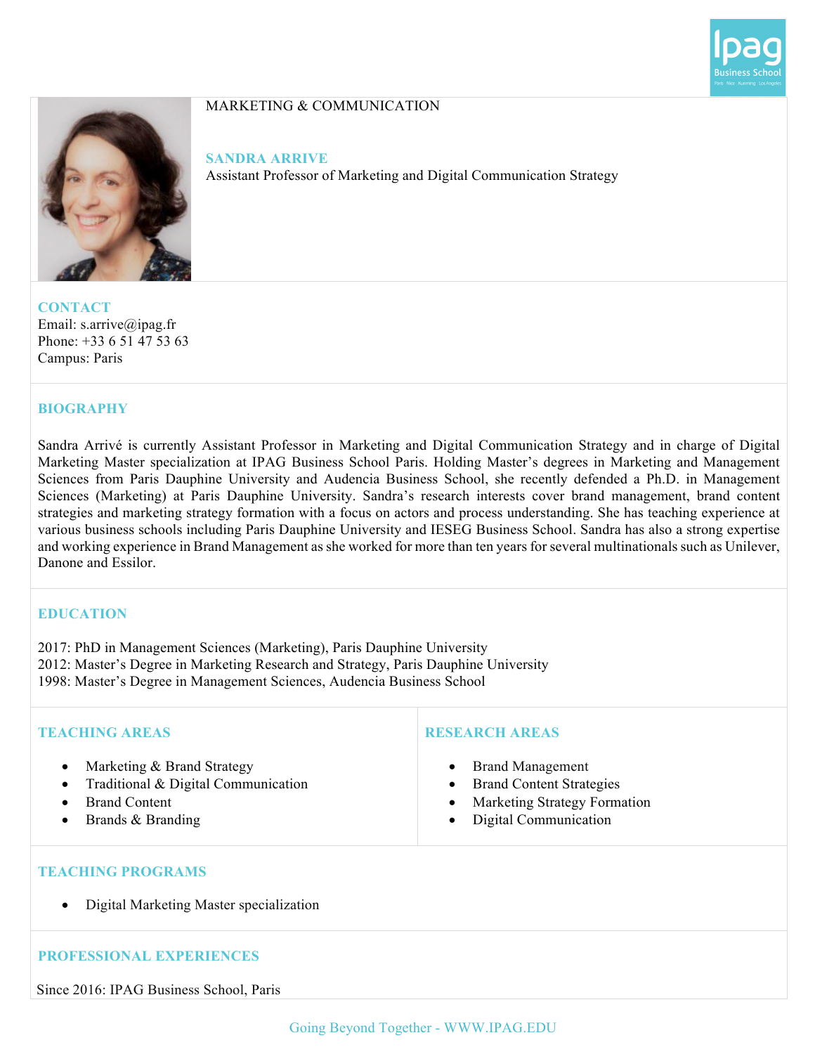MARKETING & COMMUNICATION

## SANDRA ARRIVE

Assistant Professor of Marketing and Digital Communication Strategy

### CONTACT

Email: s.arrive@ipag.fr
Phone: +33 6 51 47 53 63
Campus: Paris

### BIOGRAPHY

Sandra Arrivé is currently Assistant Professor in Marketing and Digital Communication Strategy and in charge of Digital Marketing Master specialization at IPAG Business School Paris. Holding Master's degrees in Marketing and Management Sciences from Paris Dauphine University and Audencia Business School, she recently defended a Ph.D. in Management Sciences (Marketing) at Paris Dauphine University. Sandra's research interests cover brand management, brand content strategies and marketing strategy formation with a focus on actors and process understanding. She has teaching experience at various business schools including Paris Dauphine University and IESEG Business School. Sandra has also a strong expertise and working experience in Brand Management as she worked for more than ten years for several multinationals such as Unilever, Danone and Essilor.

### EDUCATION

2017: PhD in Management Sciences (Marketing), Paris Dauphine University
2012: Master's Degree in Marketing Research and Strategy, Paris Dauphine University
1998: Master's Degree in Management Sciences, Audencia Business School

### TEACHING AREAS

- Marketing & Brand Strategy
- Traditional & Digital Communication
- Brand Content
- Brands & Branding

### RESEARCH AREAS

- Brand Management
- Brand Content Strategies
- Marketing Strategy Formation
- Digital Communication

### TEACHING PROGRAMS

- Digital Marketing Master specialization

### PROFESSIONAL EXPERIENCES

Since 2016: IPAG Business School, Paris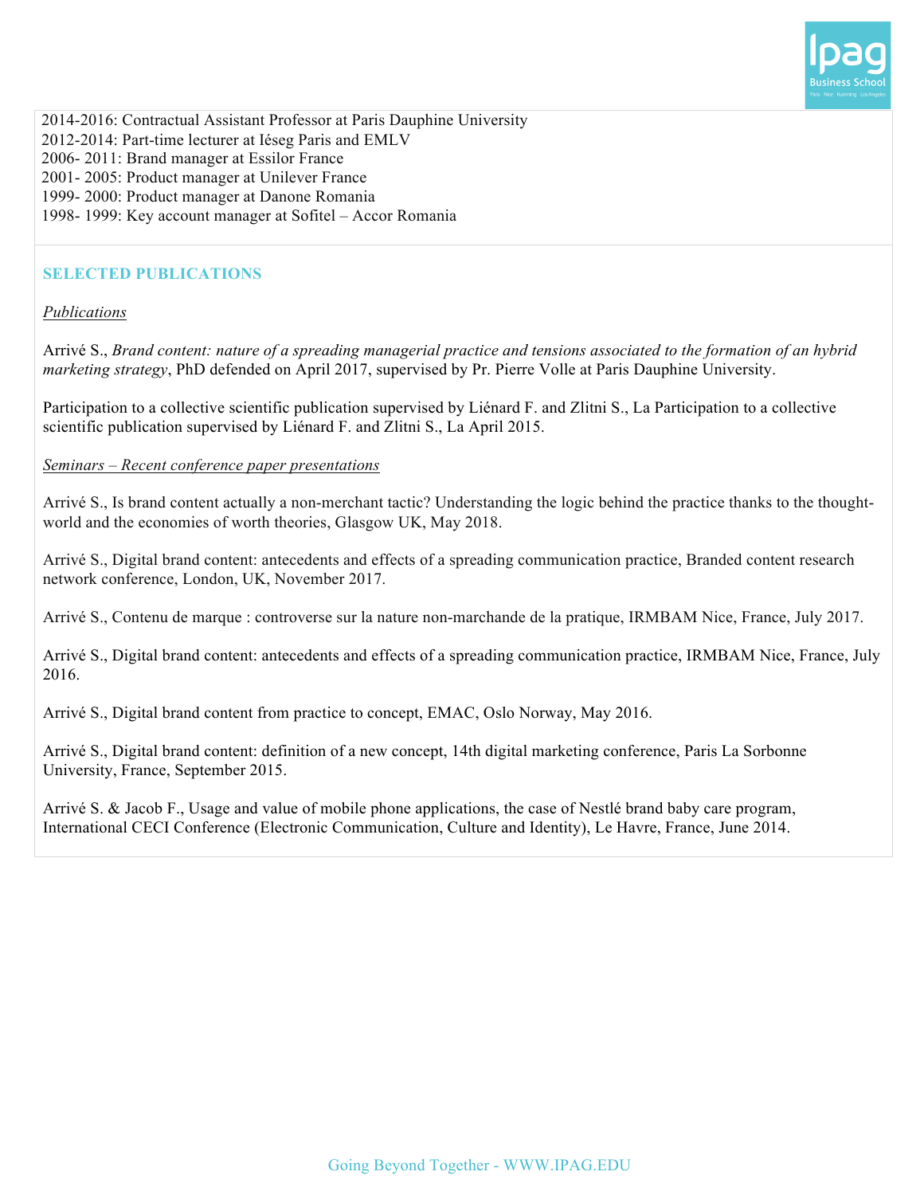2014-2016: Contractual Assistant Professor at Paris Dauphine University
2012-2014: Part-time lecturer at Iéseg Paris and EMLV
2006- 2011: Brand manager at Essilor France
2001- 2005: Product manager at Unilever France
1999- 2000: Product manager at Danone Romania
1998- 1999: Key account manager at Sofitel – Accor Romania

## SELECTED PUBLICATIONS

*Publications*

Arrivé S., *Brand content: nature of a spreading managerial practice and tensions associated to the formation of an hybrid marketing strategy*, PhD defended on April 2017, supervised by Pr. Pierre Volle at Paris Dauphine University.

Participation to a collective scientific publication supervised by Liénard F. and Zlitni S., La Participation to a collective scientific publication supervised by Liénard F. and Zlitni S., La April 2015.

*Seminars – Recent conference paper presentations*

Arrivé S., Is brand content actually a non-merchant tactic? Understanding the logic behind the practice thanks to the thought-world and the economies of worth theories, Glasgow UK, May 2018.

Arrivé S., Digital brand content: antecedents and effects of a spreading communication practice, Branded content research network conference, London, UK, November 2017.

Arrivé S., Contenu de marque : controverse sur la nature non-marchande de la pratique, IRMBAM Nice, France, July 2017.

Arrivé S., Digital brand content: antecedents and effects of a spreading communication practice, IRMBAM Nice, France, July 2016.

Arrivé S., Digital brand content from practice to concept, EMAC, Oslo Norway, May 2016.

Arrivé S., Digital brand content: definition of a new concept, 14th digital marketing conference, Paris La Sorbonne University, France, September 2015.

Arrivé S. & Jacob F., Usage and value of mobile phone applications, the case of Nestlé brand baby care program, International CECI Conference (Electronic Communication, Culture and Identity), Le Havre, France, June 2014.